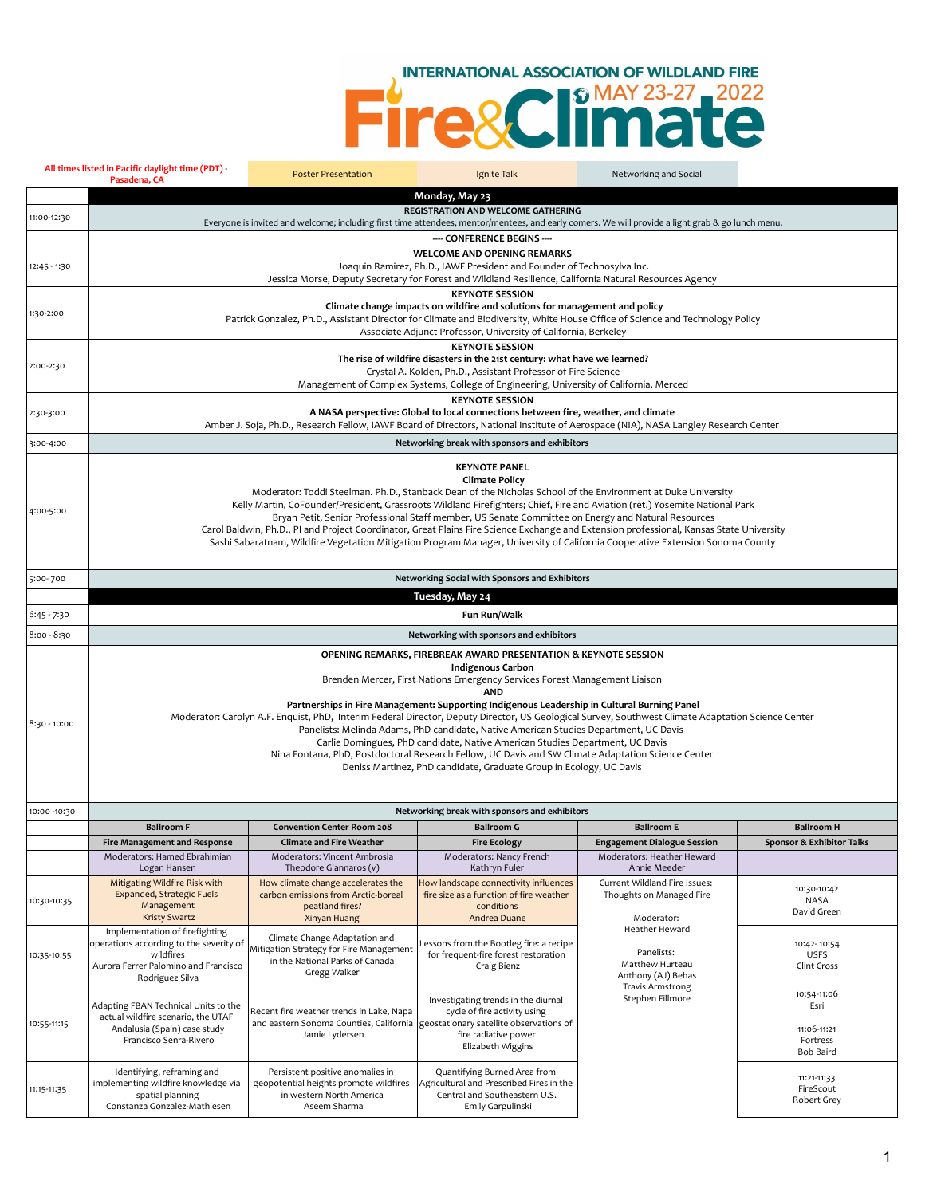# INTERNATIONAL ASSOCIATION OF WILDLAND FIRE

# Fire&Climate MAY 23-27 2022

All times listed in Pacific daylight time (PDT) - Pasadena, CA

Legend: Poster Presentation | Ignite Talk | Networking and Social

## Monday, May 23

| Time | Session |
|---|---|
| 11:00-12:30 | **REGISTRATION AND WELCOME GATHERING**<br>Everyone is invited and welcome; including first time attendees, mentor/mentees, and early comers. We will provide a light grab & go lunch menu. |
| | **---- CONFERENCE BEGINS ----** |
| 12:45 - 1:30 | **WELCOME AND OPENING REMARKS**<br>Joaquin Ramirez, Ph.D., IAWF President and Founder of Technosylva Inc.<br>Jessica Morse, Deputy Secretary for Forest and Wildland Resilience, California Natural Resources Agency |
| 1:30-2:00 | **KEYNOTE SESSION**<br>**Climate change impacts on wildfire and solutions for management and policy**<br>Patrick Gonzalez, Ph.D., Assistant Director for Climate and Biodiversity, White House Office of Science and Technology Policy<br>Associate Adjunct Professor, University of California, Berkeley |
| 2:00-2:30 | **KEYNOTE SESSION**<br>**The rise of wildfire disasters in the 21st century: what have we learned?**<br>Crystal A. Kolden, Ph.D., Assistant Professor of Fire Science<br>Management of Complex Systems, College of Engineering, University of California, Merced |
| 2:30-3:00 | **KEYNOTE SESSION**<br>**A NASA perspective: Global to local connections between fire, weather, and climate**<br>Amber J. Soja, Ph.D., Research Fellow, IAWF Board of Directors, National Institute of Aerospace (NIA), NASA Langley Research Center |
| 3:00-4:00 | **Networking break with sponsors and exhibitors** |
| 4:00-5:00 | **KEYNOTE PANEL**<br>**Climate Policy**<br>Moderator: Toddi Steelman. Ph.D., Stanback Dean of the Nicholas School of the Environment at Duke University<br>Kelly Martin, CoFounder/President, Grassroots Wildland Firefighters; Chief, Fire and Aviation (ret.) Yosemite National Park<br>Bryan Petit, Senior Professional Staff member, US Senate Committee on Energy and Natural Resources<br>Carol Baldwin, Ph.D., PI and Project Coordinator, Great Plains Fire Science Exchange and Extension professional, Kansas State University<br>Sashi Sabaratnam, Wildfire Vegetation Mitigation Program Manager, University of California Cooperative Extension Sonoma County |
| 5:00- 700 | **Networking Social with Sponsors and Exhibitors** |

## Tuesday, May 24

| Time | Session |
|---|---|
| 6:45 - 7:30 | **Fun Run/Walk** |
| 8:00 - 8:30 | **Networking with sponsors and exhibitors** |
| 8:30 - 10:00 | **OPENING REMARKS, FIREBREAK AWARD PRESENTATION & KEYNOTE SESSION**<br>**Indigenous Carbon**<br>Brenden Mercer, First Nations Emergency Services Forest Management Liaison<br>**AND**<br>**Partnerships in Fire Management: Supporting Indigenous Leadership in Cultural Burning Panel**<br>Moderator: Carolyn A.F. Enquist, PhD, Interim Federal Director, Deputy Director, US Geological Survey, Southwest Climate Adaptation Science Center<br>Panelists: Melinda Adams, PhD candidate, Native American Studies Department, UC Davis<br>Carlie Domingues, PhD candidate, Native American Studies Department, UC Davis<br>Nina Fontana, PhD, Postdoctoral Research Fellow, UC Davis and SW Climate Adaptation Science Center<br>Deniss Martinez, PhD candidate, Graduate Group in Ecology, UC Davis |
| 10:00 -10:30 | **Networking break with sponsors and exhibitors** |

| Time | Ballroom F | Convention Center Room 208 | Ballroom G | Ballroom E | Ballroom H |
|---|---|---|---|---|---|
| | **Fire Management and Response** | **Climate and Fire Weather** | **Fire Ecology** | **Engagement Dialogue Session** | **Sponsor & Exhibitor Talks** |
| | Moderators: Hamed Ebrahimian<br>Logan Hansen | Moderators: Vincent Ambrosia<br>Theodore Giannaros (v) | Moderators: Nancy French<br>Kathryn Fuler | Moderators: Heather Heward<br>Annie Meeder | |
| 10:30-10:35 | Mitigating Wildfire Risk with Expanded, Strategic Fuels Management<br>Kristy Swartz | How climate change accelerates the carbon emissions from Arctic-boreal peatland fires?<br>Xinyan Huang | How landscape connectivity influences fire size as a function of fire weather conditions<br>Andrea Duane | Current Wildland Fire Issues: Thoughts on Managed Fire<br><br>Moderator:<br>Heather Heward<br><br>Panelists:<br>Matthew Hurteau<br>Anthony (AJ) Behas<br>Travis Armstrong<br>Stephen Fillmore | 10:30-10:42<br>NASA<br>David Green |
| 10:35-10:55 | Implementation of firefighting operations according to the severity of wildfires<br>Aurora Ferrer Palomino and Francisco Rodriguez Silva | Climate Change Adaptation and Mitigation Strategy for Fire Management in the National Parks of Canada<br>Gregg Walker | Lessons from the Bootleg fire: a recipe for frequent-fire forest restoration<br>Craig Bienz | | 10:42- 10:54<br>USFS<br>Clint Cross |
| 10:55-11:15 | Adapting FBAN Technical Units to the actual wildfire scenario, the UTAF Andalusia (Spain) case study<br>Francisco Senra-Rivero | Recent fire weather trends in Lake, Napa and eastern Sonoma Counties, California<br>Jamie Lydersen | Investigating trends in the diurnal cycle of fire activity using geostationary satellite observations of fire radiative power<br>Elizabeth Wiggins | | 10:54-11:06<br>Esri<br><br>11:06-11:21<br>Fortress<br>Bob Baird |
| 11:15-11:35 | Identifying, reframing and implementing wildfire knowledge via spatial planning<br>Constanza Gonzalez-Mathiesen | Persistent positive anomalies in geopotential heights promote wildfires in western North America<br>Aseem Sharma | Quantifying Burned Area from Agricultural and Prescribed Fires in the Central and Southeastern U.S.<br>Emily Gargulinski | | 11:21-11:33<br>FireScout<br>Robert Grey |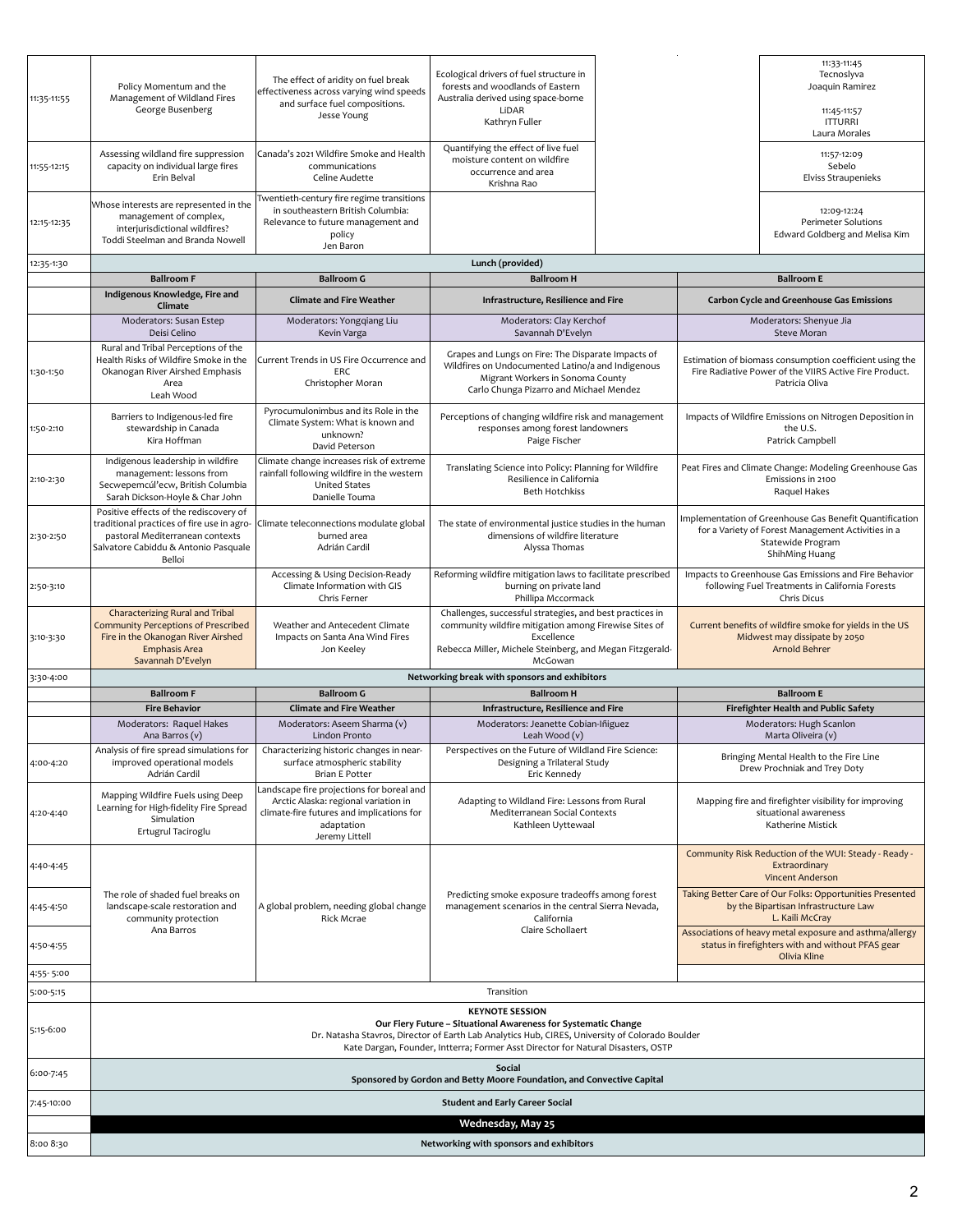| | | | | | |
|---|---|---|---|---|---|
| 11:35-11:55 | Policy Momentum and the Management of Wildland Fires<br>George Busenberg | The effect of aridity on fuel break effectiveness across varying wind speeds and surface fuel compositions.<br>Jesse Young | Ecological drivers of fuel structure in forests and woodlands of Eastern Australia derived using space-borne LiDAR<br>Kathryn Fuller | | 11:33-11:45<br>Tecnoslyva<br>Joaquin Ramirez<br><br>11:45-11:57<br>ITTURRI<br>Laura Morales |
| 11:55-12:15 | Assessing wildland fire suppression capacity on individual large fires<br>Erin Belval | Canada's 2021 Wildfire Smoke and Health communications<br>Celine Audette | Quantifying the effect of live fuel moisture content on wildfire occurrence and area<br>Krishna Rao | | 11:57-12:09<br>Sebelo<br>Elviss Straupenieks |
| 12:15-12:35 | Whose interests are represented in the management of complex, interjurisdictional wildfires?<br>Toddi Steelman and Branda Nowell | Twentieth-century fire regime transitions in southeastern British Columbia: Relevance to future management and policy<br>Jen Baron | | | 12:09-12:24<br>Perimeter Solutions<br>Edward Goldberg and Melisa Kim |
| 12:35-1:30 | **Lunch (provided)** | | | | |
| | **Ballroom F** | **Ballroom G** | **Ballroom H** | **Ballroom E** | |
| | **Indigenous Knowledge, Fire and Climate** | **Climate and Fire Weather** | **Infrastructure, Resilience and Fire** | **Carbon Cycle and Greenhouse Gas Emissions** | |
| | Moderators: Susan Estep<br>Deisi Celino | Moderators: Yongqiang Liu<br>Kevin Varga | Moderators: Clay Kerchof<br>Savannah D'Evelyn | Moderators: Shenyue Jia<br>Steve Moran | |
| 1:30-1:50 | Rural and Tribal Perceptions of the Health Risks of Wildfire Smoke in the Okanogan River Airshed Emphasis Area<br>Leah Wood | Current Trends in US Fire Occurrence and ERC<br>Christopher Moran | Grapes and Lungs on Fire: The Disparate Impacts of Wildfires on Undocumented Latino/a and Indigenous Migrant Workers in Sonoma County<br>Carlo Chunga Pizarro and Michael Mendez | Estimation of biomass consumption coefficient using the Fire Radiative Power of the VIIRS Active Fire Product.<br>Patricia Oliva | |
| 1:50-2:10 | Barriers to Indigenous-led fire stewardship in Canada<br>Kira Hoffman | Pyrocumulonimbus and its Role in the Climate System: What is known and unknown?<br>David Peterson | Perceptions of changing wildfire risk and management responses among forest landowners<br>Paige Fischer | Impacts of Wildfire Emissions on Nitrogen Deposition in the U.S.<br>Patrick Campbell | |
| 2:10-2:30 | Indigenous leadership in wildfire management: lessons from Secwepemcúl'ecw, British Columbia<br>Sarah Dickson-Hoyle & Char John | Climate change increases risk of extreme rainfall following wildfire in the western United States<br>Danielle Touma | Translating Science into Policy: Planning for Wildfire Resilience in California<br>Beth Hotchkiss | Peat Fires and Climate Change: Modeling Greenhouse Gas Emissions in 2100<br>Raquel Hakes | |
| 2:30-2:50 | Positive effects of the rediscovery of traditional practices of fire use in agro-pastoral Mediterranean contexts<br>Salvatore Cabiddu & Antonio Pasquale Belloi | Climate teleconnections modulate global burned area<br>Adrián Cardil | The state of environmental justice studies in the human dimensions of wildfire literature<br>Alyssa Thomas | Implementation of Greenhouse Gas Benefit Quantification for a Variety of Forest Management Activities in a Statewide Program<br>ShihMing Huang | |
| 2:50-3:10 | | Accessing & Using Decision-Ready Climate Information with GIS<br>Chris Ferner | Reforming wildfire mitigation laws to facilitate prescribed burning on private land<br>Phillipa Mccormack | Impacts to Greenhouse Gas Emissions and Fire Behavior following Fuel Treatments in California Forests<br>Chris Dicus | |
| 3:10-3:30 | Characterizing Rural and Tribal Community Perceptions of Prescribed Fire in the Okanogan River Airshed Emphasis Area<br>Savannah D'Evelyn | Weather and Antecedent Climate Impacts on Santa Ana Wind Fires<br>Jon Keeley | Challenges, successful strategies, and best practices in community wildfire mitigation among Firewise Sites of Excellence<br>Rebecca Miller, Michele Steinberg, and Megan Fitzgerald-McGowan | Current benefits of wildfire smoke for yields in the US Midwest may dissipate by 2050<br>Arnold Behrer | |
| 3:30-4:00 | **Networking break with sponsors and exhibitors** | | | | |
| | **Ballroom F** | **Ballroom G** | **Ballroom H** | **Ballroom E** | |
| | **Fire Behavior** | **Climate and Fire Weather** | **Infrastructure, Resilience and Fire** | **Firefighter Health and Public Safety** | |
| | Moderators: Raquel Hakes<br>Ana Barros (v) | Moderators: Aseem Sharma (v)<br>Lindon Pronto | Moderators: Jeanette Cobian-Iñiguez<br>Leah Wood (v) | Moderators: Hugh Scanlon<br>Marta Oliveira (v) | |
| 4:00-4:20 | Analysis of fire spread simulations for improved operational models<br>Adrián Cardil | Characterizing historic changes in near-surface atmospheric stability<br>Brian E Potter | Perspectives on the Future of Wildland Fire Science: Designing a Trilateral Study<br>Eric Kennedy | Bringing Mental Health to the Fire Line<br>Drew Prochniak and Trey Doty | |
| 4:20-4:40 | Mapping Wildfire Fuels using Deep Learning for High-fidelity Fire Spread Simulation<br>Ertugrul Taciroglu | Landscape fire projections for boreal and Arctic Alaska: regional variation in climate-fire futures and implications for adaptation<br>Jeremy Littell | Adapting to Wildland Fire: Lessons from Rural Mediterranean Social Contexts<br>Kathleen Uyttewaal | Mapping fire and firefighter visibility for improving situational awareness<br>Katherine Mistick | |
| 4:40-4:45 | The role of shaded fuel breaks on landscape-scale restoration and community protection<br>Ana Barros | A global problem, needing global change<br>Rick Mcrae | Predicting smoke exposure tradeoffs among forest management scenarios in the central Sierra Nevada, California<br>Claire Schollaert | Community Risk Reduction of the WUI: Steady - Ready - Extraordinary<br>Vincent Anderson | |
| 4:45-4:50 | | | | Taking Better Care of Our Folks: Opportunities Presented by the Bipartisan Infrastructure Law<br>L. Kaili McCray | |
| 4:50-4:55 | | | | Associations of heavy metal exposure and asthma/allergy status in firefighters with and without PFAS gear<br>Olivia Kline | |
| 4:55- 5:00 | | | | | |
| 5:00-5:15 | Transition | | | | |
| 5:15-6:00 | **KEYNOTE SESSION**<br>**Our Fiery Future – Situational Awareness for Systematic Change**<br>Dr. Natasha Stavros, Director of Earth Lab Analytics Hub, CIRES, University of Colorado Boulder<br>Kate Dargan, Founder, Intterra; Former Asst Director for Natural Disasters, OSTP | | | | |
| 6:00-7:45 | **Social**<br>**Sponsored by Gordon and Betty Moore Foundation, and Convective Capital** | | | | |
| 7:45-10:00 | **Student and Early Career Social** | | | | |
| | **Wednesday, May 25** | | | | |
| 8:00 8:30 | **Networking with sponsors and exhibitors** | | | | |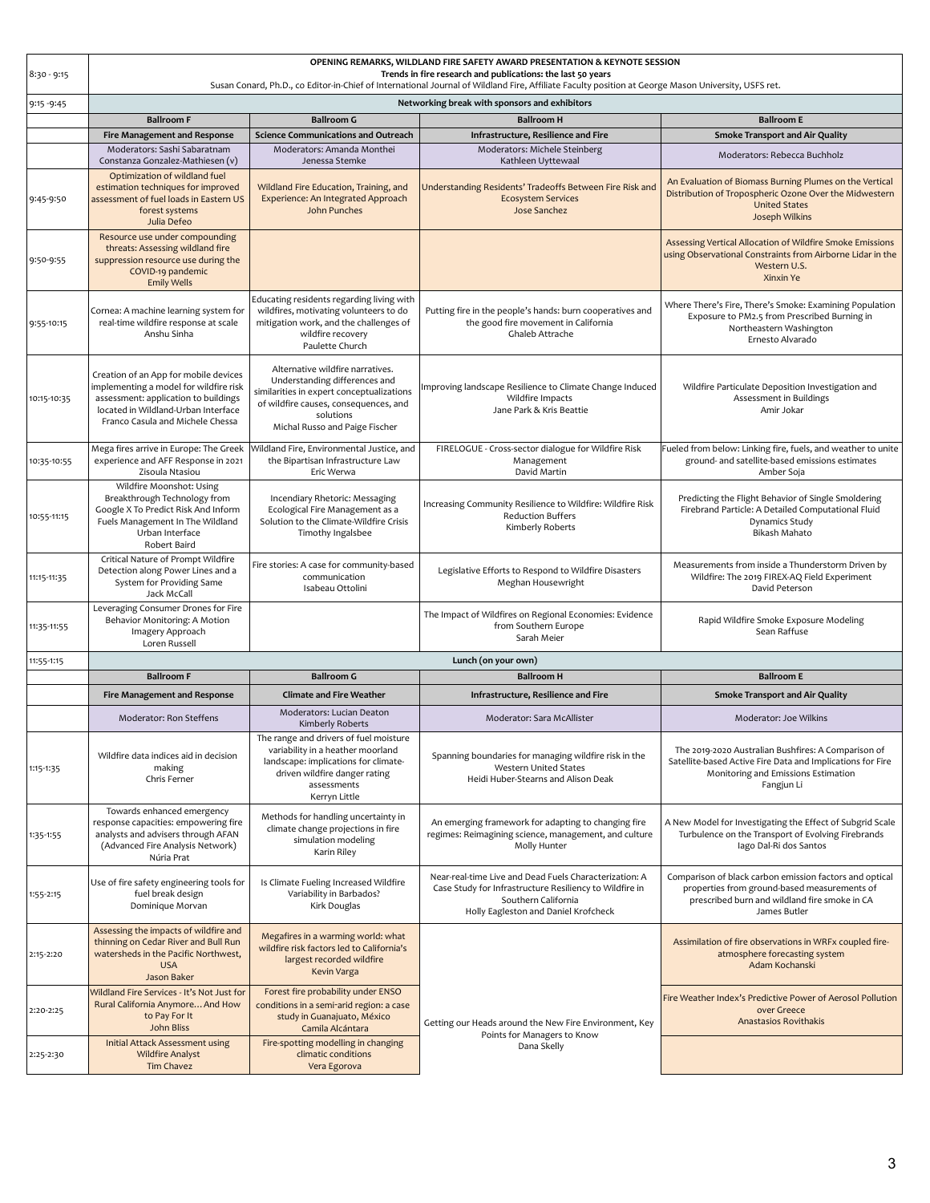| Time | Ballroom F | Ballroom G | Ballroom H | Ballroom E |
|---|---|---|---|---|
| 8:30 - 9:15 | **OPENING REMARKS, WILDLAND FIRE SAFETY AWARD PRESENTATION & KEYNOTE SESSION** **Trends in fire research and publications: the last 50 years** Susan Conard, Ph.D., co Editor-in-Chief of International Journal of Wildland Fire, Affiliate Faculty position at George Mason University, USFS ret. | | | |
| 9:15 -9:45 | **Networking break with sponsors and exhibitors** | | | |
| | **Ballroom F** | **Ballroom G** | **Ballroom H** | **Ballroom E** |
| | **Fire Management and Response** | **Science Communications and Outreach** | **Infrastructure, Resilience and Fire** | **Smoke Transport and Air Quality** |
| | Moderators: Sashi Sabaratnam, Constanza Gonzalez-Mathiesen (v) | Moderators: Amanda Monthei, Jenessa Stemke | Moderators: Michele Steinberg, Kathleen Uyttewaal | Moderators: Rebecca Buchholz |
| 9:45-9:50 | Optimization of wildland fuel estimation techniques for improved assessment of fuel loads in Eastern US forest systems<br>Julia Defeo | Wildland Fire Education, Training, and Experience: An Integrated Approach<br>John Punches | Understanding Residents' Tradeoffs Between Fire Risk and Ecosystem Services<br>Jose Sanchez | An Evaluation of Biomass Burning Plumes on the Vertical Distribution of Tropospheric Ozone Over the Midwestern United States<br>Joseph Wilkins |
| 9:50-9:55 | Resource use under compounding threats: Assessing wildland fire suppression resource use during the COVID-19 pandemic<br>Emily Wells | | | Assessing Vertical Allocation of Wildfire Smoke Emissions using Observational Constraints from Airborne Lidar in the Western U.S.<br>Xinxin Ye |
| 9:55-10:15 | Cornea: A machine learning system for real-time wildfire response at scale<br>Anshu Sinha | Educating residents regarding living with wildfires, motivating volunteers to do mitigation work, and the challenges of wildfire recovery<br>Paulette Church | Putting fire in the people's hands: burn cooperatives and the good fire movement in California<br>Ghaleb Attrache | Where There's Fire, There's Smoke: Examining Population Exposure to PM2.5 from Prescribed Burning in Northeastern Washington<br>Ernesto Alvarado |
| 10:15-10:35 | Creation of an App for mobile devices implementing a model for wildfire risk assessment: application to buildings located in Wildland-Urban Interface<br>Franco Casula and Michele Chessa | Alternative wildfire narratives. Understanding differences and similarities in expert conceptualizations of wildfire causes, consequences, and solutions<br>Michal Russo and Paige Fischer | Improving landscape Resilience to Climate Change Induced Wildfire Impacts<br>Jane Park & Kris Beattie | Wildfire Particulate Deposition Investigation and Assessment in Buildings<br>Amir Jokar |
| 10:35-10:55 | Mega fires arrive in Europe: The Greek experience and AFF Response in 2021<br>Zisoula Ntasiou | Wildland Fire, Environmental Justice, and the Bipartisan Infrastructure Law<br>Eric Werwa | FIRELOGUE - Cross-sector dialogue for Wildfire Risk Management<br>David Martin | Fueled from below: Linking fire, fuels, and weather to unite ground- and satellite-based emissions estimates<br>Amber Soja |
| 10:55-11:15 | Wildfire Moonshot: Using Breakthrough Technology from Google X To Predict Risk And Inform Fuels Management In The Wildland Urban Interface<br>Robert Baird | Incendiary Rhetoric: Messaging Ecological Fire Management as a Solution to the Climate-Wildfire Crisis<br>Timothy Ingalsbee | Increasing Community Resilience to Wildfire: Wildfire Risk Reduction Buffers<br>Kimberly Roberts | Predicting the Flight Behavior of Single Smoldering Firebrand Particle: A Detailed Computational Fluid Dynamics Study<br>Bikash Mahato |
| 11:15-11:35 | Critical Nature of Prompt Wildfire Detection along Power Lines and a System for Providing Same<br>Jack McCall | Fire stories: A case for community-based communication<br>Isabeau Ottolini | Legislative Efforts to Respond to Wildfire Disasters<br>Meghan Housewright | Measurements from inside a Thunderstorm Driven by Wildfire: The 2019 FIREX-AQ Field Experiment<br>David Peterson |
| 11:35-11:55 | Leveraging Consumer Drones for Fire Behavior Monitoring: A Motion Imagery Approach<br>Loren Russell | | The Impact of Wildfires on Regional Economies: Evidence from Southern Europe<br>Sarah Meier | Rapid Wildfire Smoke Exposure Modeling<br>Sean Raffuse |
| 11:55-1:15 | **Lunch (on your own)** | | | |
| | **Ballroom F** | **Ballroom G** | **Ballroom H** | **Ballroom E** |
| | **Fire Management and Response** | **Climate and Fire Weather** | **Infrastructure, Resilience and Fire** | **Smoke Transport and Air Quality** |
| | Moderator: Ron Steffens | Moderators: Lucian Deaton, Kimberly Roberts | Moderator: Sara McAllister | Moderator: Joe Wilkins |
| 1:15-1:35 | Wildfire data indices aid in decision making<br>Chris Ferner | The range and drivers of fuel moisture variability in a heather moorland landscape: implications for climate-driven wildfire danger rating assessments<br>Kerryn Little | Spanning boundaries for managing wildfire risk in the Western United States<br>Heidi Huber-Stearns and Alison Deak | The 2019-2020 Australian Bushfires: A Comparison of Satellite-based Active Fire Data and Implications for Fire Monitoring and Emissions Estimation<br>Fangjun Li |
| 1:35-1:55 | Towards enhanced emergency response capacities: empowering fire analysts and advisers through AFAN (Advanced Fire Analysis Network)<br>Núria Prat | Methods for handling uncertainty in climate change projections in fire simulation modeling<br>Karin Riley | An emerging framework for adapting to changing fire regimes: Reimagining science, management, and culture<br>Molly Hunter | A New Model for Investigating the Effect of Subgrid Scale Turbulence on the Transport of Evolving Firebrands<br>Iago Dal-Ri dos Santos |
| 1:55-2:15 | Use of fire safety engineering tools for fuel break design<br>Dominique Morvan | Is Climate Fueling Increased Wildfire Variability in Barbados?<br>Kirk Douglas | Near-real-time Live and Dead Fuels Characterization: A Case Study for Infrastructure Resiliency to Wildfire in Southern California<br>Holly Eagleston and Daniel Krofcheck | Comparison of black carbon emission factors and optical properties from ground-based measurements of prescribed burn and wildland fire smoke in CA<br>James Butler |
| 2:15-2:20 | Assessing the impacts of wildfire and thinning on Cedar River and Bull Run watersheds in the Pacific Northwest, USA<br>Jason Baker | Megafires in a warming world: what wildfire risk factors led to California's largest recorded wildfire<br>Kevin Varga | Getting our Heads around the New Fire Environment, Key Points for Managers to Know<br>Dana Skelly | Assimilation of fire observations in WRFx coupled fire-atmosphere forecasting system<br>Adam Kochanski |
| 2:20-2:25 | Wildland Fire Services - It's Not Just for Rural California Anymore… And How to Pay For It<br>John Bliss | Forest fire probability under ENSO conditions in a semi-arid region: a case study in Guanajuato, México<br>Camila Alcántara | | Fire Weather Index's Predictive Power of Aerosol Pollution over Greece<br>Anastasios Rovithakis |
| 2:25-2:30 | Initial Attack Assessment using Wildfire Analyst<br>Tim Chavez | Fire-spotting modelling in changing climatic conditions<br>Vera Egorova | | |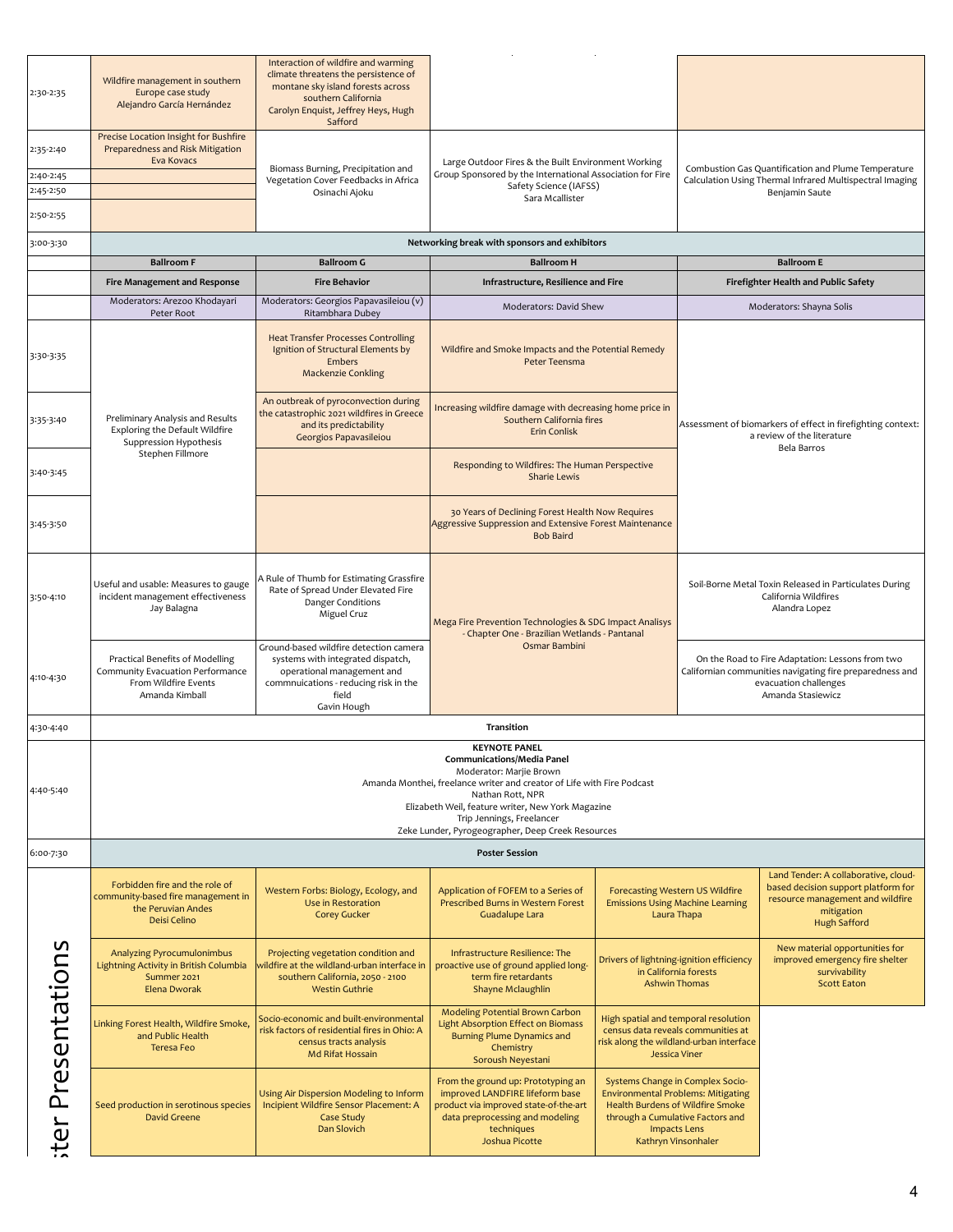| | | | | |
|---|---|---|---|---|
| 2:30-2:35 | Wildfire management in southern Europe case study<br>Alejandro García Hernández | Interaction of wildfire and warming climate threatens the persistence of montane sky island forests across southern California<br>Carolyn Enquist, Jeffrey Heys, Hugh Safford | | |
| 2:35-2:40 | Precise Location Insight for Bushfire Preparedness and Risk Mitigation<br>Eva Kovacs | Biomass Burning, Precipitation and Vegetation Cover Feedbacks in Africa<br>Osinachi Ajoku | Large Outdoor Fires & the Built Environment Working Group Sponsored by the International Association for Fire Safety Science (IAFSS)<br>Sara Mcallister | Combustion Gas Quantification and Plume Temperature Calculation Using Thermal Infrared Multispectral Imaging<br>Benjamin Saute |
| 2:40-2:45 | | | | |
| 2:45-2:50 | | | | |
| 2:50-2:55 | | | | |
| 3:00-3:30 | Networking break with sponsors and exhibitors | | | |
| | **Ballroom F** | **Ballroom G** | **Ballroom H** | **Ballroom E** |
| | **Fire Management and Response** | **Fire Behavior** | **Infrastructure, Resilience and Fire** | **Firefighter Health and Public Safety** |
| | Moderators: Arezoo Khodayari, Peter Root | Moderators: Georgios Papavasileiou (v), Ritambhara Dubey | Moderators: David Shew | Moderators: Shayna Solis |
| 3:30-3:35 | Preliminary Analysis and Results Exploring the Default Wildfire Suppression Hypothesis<br>Stephen Fillmore | Heat Transfer Processes Controlling Ignition of Structural Elements by Embers<br>Mackenzie Conkling | Wildfire and Smoke Impacts and the Potential Remedy<br>Peter Teensma | Assessment of biomarkers of effect in firefighting context: a review of the literature<br>Bela Barros |
| 3:35-3:40 | | An outbreak of pyroconvection during the catastrophic 2021 wildfires in Greece and its predictability<br>Georgios Papavasileiou | Increasing wildfire damage with decreasing home price in Southern California fires<br>Erin Conlisk | |
| 3:40-3:45 | | | Responding to Wildfires: The Human Perspective<br>Sharie Lewis | |
| 3:45-3:50 | | | 30 Years of Declining Forest Health Now Requires Aggressive Suppression and Extensive Forest Maintenance<br>Bob Baird | |
| 3:50-4:10 | Useful and usable: Measures to gauge incident management effectiveness<br>Jay Balagna | A Rule of Thumb for Estimating Grassfire Rate of Spread Under Elevated Fire Danger Conditions<br>Miguel Cruz | Mega Fire Prevention Technologies & SDG Impact Analisys - Chapter One - Brazilian Wetlands - Pantanal<br>Osmar Bambini | Soil-Borne Metal Toxin Released in Particulates During California Wildfires<br>Alandra Lopez |
| 4:10-4:30 | Practical Benefits of Modelling Community Evacuation Performance From Wildfire Events<br>Amanda Kimball | Ground-based wildfire detection camera systems with integrated dispatch, operational management and commnuications - reducing risk in the field<br>Gavin Hough | | On the Road to Fire Adaptation: Lessons from two Californian communities navigating fire preparedness and evacuation challenges<br>Amanda Stasiewicz |
| 4:30-4:40 | Transition | | | |
| 4:40-5:40 | **KEYNOTE PANEL**<br>**Communications/Media Panel**<br>Moderator: Marjie Brown<br>Amanda Monthei, freelance writer and creator of Life with Fire Podcast<br>Nathan Rott, NPR<br>Elizabeth Weil, feature writer, New York Magazine<br>Trip Jennings, Freelancer<br>Zeke Lunder, Pyrogeographer, Deep Creek Resources | | | |
| 6:00-7:30 | **Poster Session** | | | |

**Poster Presentations**

| | | | | |
|---|---|---|---|---|
| Forbidden fire and the role of community-based fire management in the Peruvian Andes<br>Deisi Celino | Western Forbs: Biology, Ecology, and Use in Restoration<br>Corey Gucker | Application of FOFEM to a Series of Prescribed Burns in Western Forest<br>Guadalupe Lara | Forecasting Western US Wildfire Emissions Using Machine Learning<br>Laura Thapa | Land Tender: A collaborative, cloud-based decision support platform for resource management and wildfire mitigation<br>Hugh Safford |
| Analyzing Pyrocumulonimbus Lightning Activity in British Columbia Summer 2021<br>Elena Dworak | Projecting vegetation condition and wildfire at the wildland-urban interface in southern California, 2050 - 2100<br>Westin Guthrie | Infrastructure Resilience: The proactive use of ground applied long-term fire retardants<br>Shayne Mclaughlin | Drivers of lightning-ignition efficiency in California forests<br>Ashwin Thomas | New material opportunities for improved emergency fire shelter survivability<br>Scott Eaton |
| Linking Forest Health, Wildfire Smoke, and Public Health<br>Teresa Feo | Socio-economic and built-environmental risk factors of residential fires in Ohio: A census tracts analysis<br>Md Rifat Hossain | Modeling Potential Brown Carbon Light Absorption Effect on Biomass Burning Plume Dynamics and Chemistry<br>Soroush Neyestani | High spatial and temporal resolution census data reveals communities at risk along the wildland-urban interface<br>Jessica Viner | |
| Seed production in serotinous species<br>David Greene | Using Air Dispersion Modeling to Inform Incipient Wildfire Sensor Placement: A Case Study<br>Dan Slovich | From the ground up: Prototyping an improved LANDFIRE lifeform base product via improved state-of-the-art data preprocessing and modeling techniques<br>Joshua Picotte | Systems Change in Complex Socio-Environmental Problems: Mitigating Health Burdens of Wildfire Smoke through a Cumulative Factors and Impacts Lens<br>Kathryn Vinsonhaler | |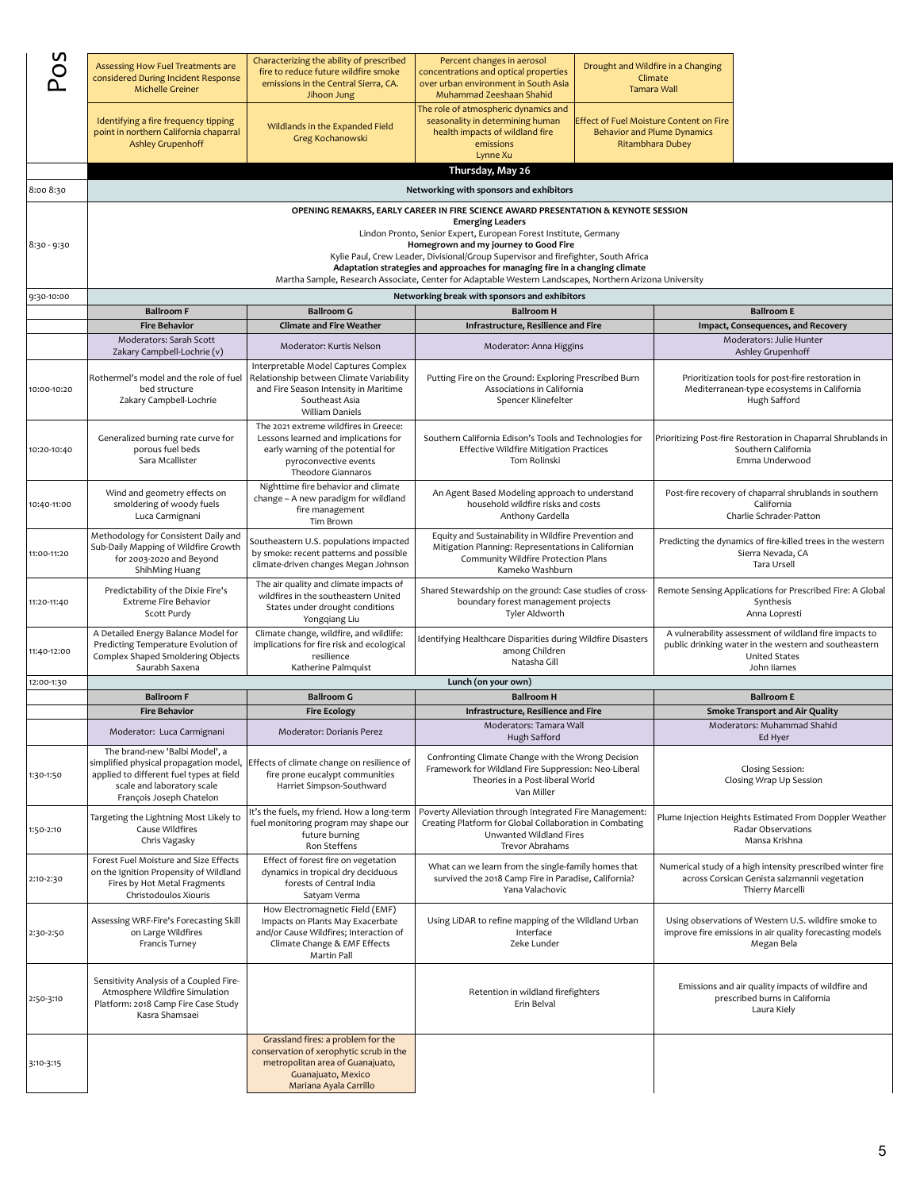| Pos | | | | |
|---|---|---|---|---|
| Assessing How Fuel Treatments are considered During Incident Response<br>Michelle Greiner | Characterizing the ability of prescribed fire to reduce future wildfire smoke emissions in the Central Sierra, CA.<br>Jihoon Jung | Percent changes in aerosol concentrations and optical properties over urban environment in South Asia<br>Muhammad Zeeshaan Shahid | Drought and Wildfire in a Changing Climate<br>Tamara Wall | |
| Identifying a fire frequency tipping point in northern California chaparral<br>Ashley Grupenhoff | Wildlands in the Expanded Field<br>Greg Kochanowski | The role of atmospheric dynamics and seasonality in determining human health impacts of wildland fire emissions<br>Lynne Xu | Effect of Fuel Moisture Content on Fire Behavior and Plume Dynamics<br>Ritambhara Dubey | |

## Thursday, May 26

| Time | | | | |
|---|---|---|---|---|
| 8:00 8:30 | **Networking with sponsors and exhibitors** | | | |
| 8:30 - 9:30 | **OPENING REMAKRS, EARLY CAREER IN FIRE SCIENCE AWARD PRESENTATION & KEYNOTE SESSION**<br>**Emerging Leaders**<br>Lindon Pronto, Senior Expert, European Forest Institute, Germany<br>**Homegrown and my journey to Good Fire**<br>Kylie Paul, Crew Leader, Divisional/Group Supervisor and firefighter, South Africa<br>**Adaptation strategies and approaches for managing fire in a changing climate**<br>Martha Sample, Research Associate, Center for Adaptable Western Landscapes, Northern Arizona University | | | |
| 9:30-10:00 | **Networking break with sponsors and exhibitors** | | | |
| | **Ballroom F** | **Ballroom G** | **Ballroom H** | **Ballroom E** |
| | **Fire Behavior** | **Climate and Fire Weather** | **Infrastructure, Resilience and Fire** | **Impact, Consequences, and Recovery** |
| | Moderators: Sarah Scott<br>Zakary Campbell-Lochrie (v) | Moderator: Kurtis Nelson | Moderator: Anna Higgins | Moderators: Julie Hunter<br>Ashley Grupenhoff |
| 10:00-10:20 | Rothermel's model and the role of fuel bed structure<br>Zakary Campbell-Lochrie | Interpretable Model Captures Complex Relationship between Climate Variability and Fire Season Intensity in Maritime Southeast Asia<br>William Daniels | Putting Fire on the Ground: Exploring Prescribed Burn Associations in California<br>Spencer Klinefelter | Prioritization tools for post-fire restoration in Mediterranean-type ecosystems in California<br>Hugh Safford |
| 10:20-10:40 | Generalized burning rate curve for porous fuel beds<br>Sara Mcallister | The 2021 extreme wildfires in Greece: Lessons learned and implications for early warning of the potential for pyroconvective events<br>Theodore Giannaros | Southern California Edison's Tools and Technologies for Effective Wildfire Mitigation Practices<br>Tom Rolinski | Prioritizing Post-fire Restoration in Chaparral Shrublands in Southern California<br>Emma Underwood |
| 10:40-11:00 | Wind and geometry effects on smoldering of woody fuels<br>Luca Carmignani | Nighttime fire behavior and climate change – A new paradigm for wildland fire management<br>Tim Brown | An Agent Based Modeling approach to understand household wildfire risks and costs<br>Anthony Gardella | Post-fire recovery of chaparral shrublands in southern California<br>Charlie Schrader-Patton |
| 11:00-11:20 | Methodology for Consistent Daily and Sub-Daily Mapping of Wildfire Growth for 2003-2020 and Beyond<br>ShihMing Huang | Southeastern U.S. populations impacted by smoke: recent patterns and possible climate-driven changes Megan Johnson | Equity and Sustainability in Wildfire Prevention and Mitigation Planning: Representations in Californian Community Wildfire Protection Plans<br>Kameko Washburn | Predicting the dynamics of fire-killed trees in the western Sierra Nevada, CA<br>Tara Ursell |
| 11:20-11:40 | Predictability of the Dixie Fire's Extreme Fire Behavior<br>Scott Purdy | The air quality and climate impacts of wildfires in the southeastern United States under drought conditions<br>Yongqiang Liu | Shared Stewardship on the ground: Case studies of cross-boundary forest management projects<br>Tyler Aldworth | Remote Sensing Applications for Prescribed Fire: A Global Synthesis<br>Anna Lopresti |
| 11:40-12:00 | A Detailed Energy Balance Model for Predicting Temperature Evolution of Complex Shaped Smoldering Objects<br>Saurabh Saxena | Climate change, wildfire, and wildlife: implications for fire risk and ecological resilience<br>Katherine Palmquist | Identifying Healthcare Disparities during Wildfire Disasters among Children<br>Natasha Gill | A vulnerability assessment of wildland fire impacts to public drinking water in the western and southeastern United States<br>John Iiames |
| 12:00-1:30 | **Lunch (on your own)** | | | |
| | **Ballroom F** | **Ballroom G** | **Ballroom H** | **Ballroom E** |
| | **Fire Behavior** | **Fire Ecology** | **Infrastructure, Resilience and Fire** | **Smoke Transport and Air Quality** |
| | Moderator: Luca Carmignani | Moderator: Dorianis Perez | Moderators: Tamara Wall<br>Hugh Safford | Moderators: Muhammad Shahid<br>Ed Hyer |
| 1:30-1:50 | The brand-new 'Balbi Model', a simplified physical propagation model, applied to different fuel types at field scale and laboratory scale<br>François Joseph Chatelon | Effects of climate change on resilience of fire prone eucalypt communities<br>Harriet Simpson-Southward | Confronting Climate Change with the Wrong Decision Framework for Wildland Fire Suppression: Neo-Liberal Theories in a Post-liberal World<br>Van Miller | Closing Session:<br>Closing Wrap Up Session |
| 1:50-2:10 | Targeting the Lightning Most Likely to Cause Wildfires<br>Chris Vagasky | It's the fuels, my friend. How a long-term fuel monitoring program may shape our future burning<br>Ron Steffens | Poverty Alleviation through Integrated Fire Management: Creating Platform for Global Collaboration in Combating Unwanted Wildland Fires<br>Trevor Abrahams | Plume Injection Heights Estimated From Doppler Weather Radar Observations<br>Mansa Krishna |
| 2:10-2:30 | Forest Fuel Moisture and Size Effects on the Ignition Propensity of Wildland Fires by Hot Metal Fragments<br>Christodoulos Xiouris | Effect of forest fire on vegetation dynamics in tropical dry deciduous forests of Central India<br>Satyam Verma | What can we learn from the single-family homes that survived the 2018 Camp Fire in Paradise, California?<br>Yana Valachovic | Numerical study of a high intensity prescribed winter fire across Corsican Genista salzmannii vegetation<br>Thierry Marcelli |
| 2:30-2:50 | Assessing WRF-Fire's Forecasting Skill on Large Wildfires<br>Francis Turney | How Electromagnetic Field (EMF) Impacts on Plants May Exacerbate and/or Cause Wildfires; Interaction of Climate Change & EMF Effects<br>Martin Pall | Using LiDAR to refine mapping of the Wildland Urban Interface<br>Zeke Lunder | Using observations of Western U.S. wildfire smoke to improve fire emissions in air quality forecasting models<br>Megan Bela |
| 2:50-3:10 | Sensitivity Analysis of a Coupled Fire-Atmosphere Wildfire Simulation Platform: 2018 Camp Fire Case Study<br>Kasra Shamsaei | | Retention in wildland firefighters<br>Erin Belval | Emissions and air quality impacts of wildfire and prescribed burns in California<br>Laura Kiely |
| 3:10-3:15 | | Grassland fires: a problem for the conservation of xerophytic scrub in the metropolitan area of Guanajuato, Guanajuato, Mexico<br>Mariana Ayala Carrillo | | |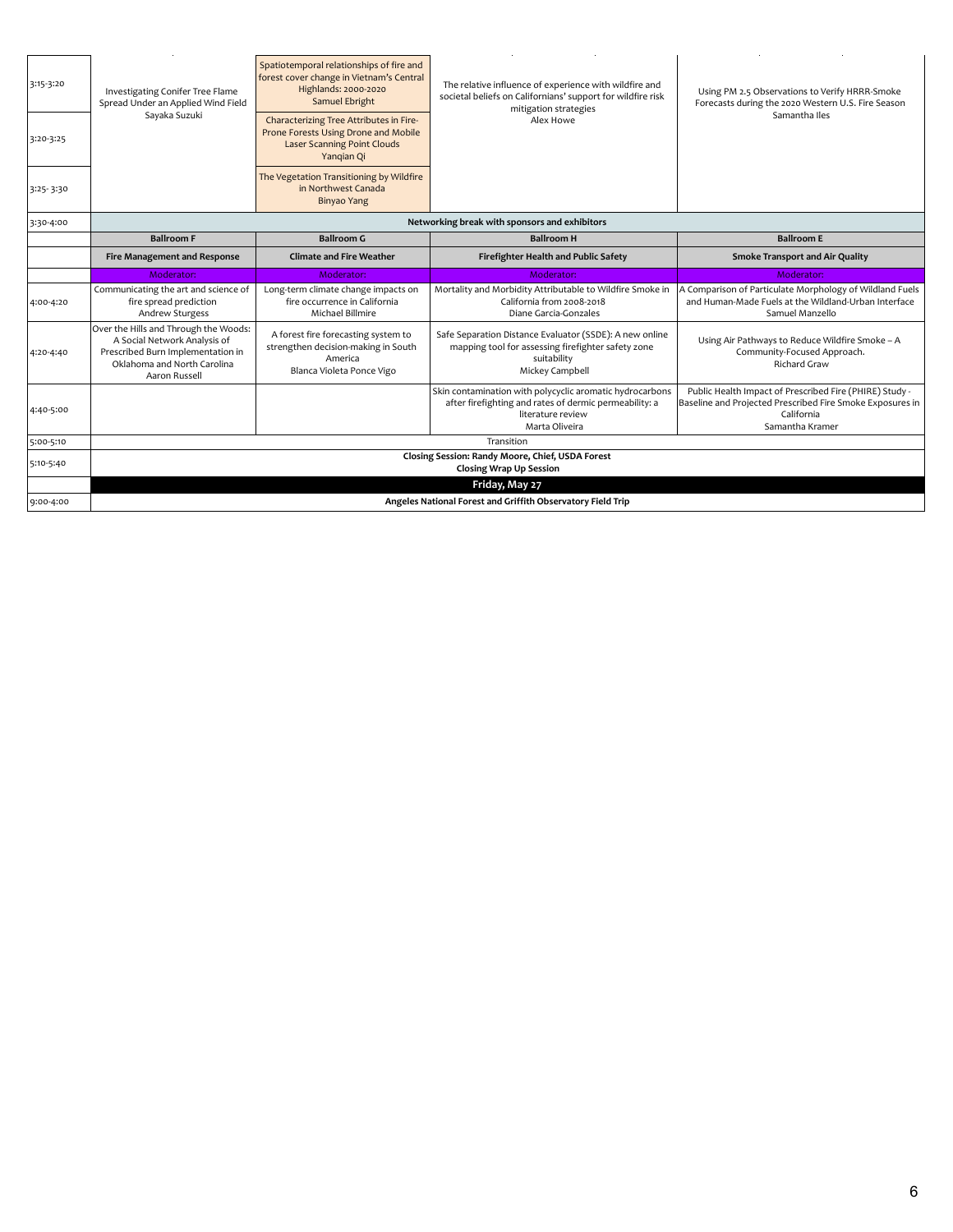| | | | | |
|---|---|---|---|---|
| 3:15-3:20 | Investigating Conifer Tree Flame Spread Under an Applied Wind Field<br>Sayaka Suzuki | Spatiotemporal relationships of fire and forest cover change in Vietnam's Central Highlands: 2000-2020<br>Samuel Ebright | The relative influence of experience with wildfire and societal beliefs on Californians' support for wildfire risk mitigation strategies<br>Alex Howe | Using PM 2.5 Observations to Verify HRRR-Smoke Forecasts during the 2020 Western U.S. Fire Season<br>Samantha Iles |
| 3:20-3:25 | | Characterizing Tree Attributes in Fire-Prone Forests Using Drone and Mobile Laser Scanning Point Clouds<br>Yanqian Qi | | |
| 3:25- 3:30 | | The Vegetation Transitioning by Wildfire in Northwest Canada<br>Binyao Yang | | |
| 3:30-4:00 | **Networking break with sponsors and exhibitors** | | | |
| | **Ballroom F** | **Ballroom G** | **Ballroom H** | **Ballroom E** |
| | **Fire Management and Response** | **Climate and Fire Weather** | **Firefighter Health and Public Safety** | **Smoke Transport and Air Quality** |
| | Moderator: | Moderator: | Moderator: | Moderator: |
| 4:00-4:20 | Communicating the art and science of fire spread prediction<br>Andrew Sturgess | Long-term climate change impacts on fire occurrence in California<br>Michael Billmire | Mortality and Morbidity Attributable to Wildfire Smoke in California from 2008-2018<br>Diane Garcia-Gonzales | A Comparison of Particulate Morphology of Wildland Fuels and Human-Made Fuels at the Wildland-Urban Interface<br>Samuel Manzello |
| 4:20-4:40 | Over the Hills and Through the Woods: A Social Network Analysis of Prescribed Burn Implementation in Oklahoma and North Carolina<br>Aaron Russell | A forest fire forecasting system to strengthen decision-making in South America<br>Blanca Violeta Ponce Vigo | Safe Separation Distance Evaluator (SSDE): A new online mapping tool for assessing firefighter safety zone suitability<br>Mickey Campbell | Using Air Pathways to Reduce Wildfire Smoke – A Community-Focused Approach.<br>Richard Graw |
| 4:40-5:00 | | | Skin contamination with polycyclic aromatic hydrocarbons after firefighting and rates of dermic permeability: a literature review<br>Marta Oliveira | Public Health Impact of Prescribed Fire (PHIRE) Study - Baseline and Projected Prescribed Fire Smoke Exposures in California<br>Samantha Kramer |
| 5:00-5:10 | Transition | | | |
| 5:10-5:40 | **Closing Session: Randy Moore, Chief, USDA Forest**<br>**Closing Wrap Up Session** | | | |
| | **Friday, May 27** | | | |
| 9:00-4:00 | **Angeles National Forest and Griffith Observatory Field Trip** | | | |